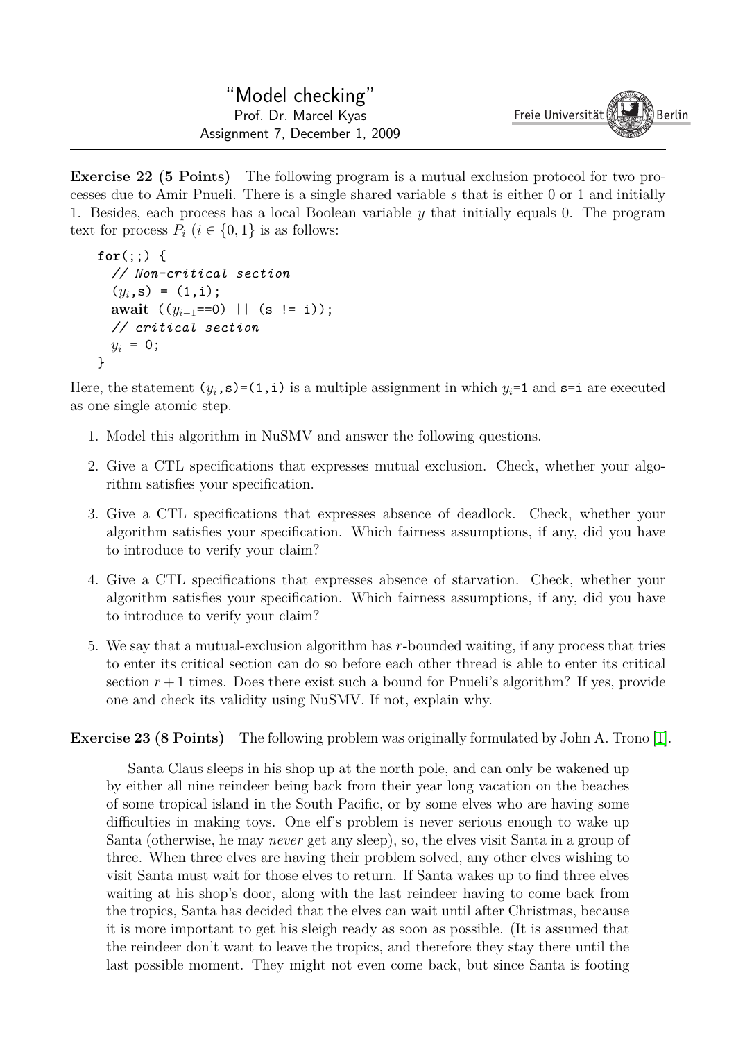# "Model checking"

Prof. Dr. Marcel Kyas

Assignment 7, December 1, 2009

Freie Universität Berlin

---

**Exercise 22 (5 Points)** The following program is a mutual exclusion protocol for two processes due to Amir Pnueli. There is a single shared variable $s$ that is either 0 or 1 and initially 1. Besides, each process has a local Boolean variable $y$ that initially equals 0. The program text for process $P_i$ ($i \in \{0, 1\}$ is as follows:

```
for(;;) {
  // Non-critical section
  (y_i,s) = (1,i);
  await ((y_{i-1}==0) || (s != i));
  // critical section
  y_i = 0;
}
```

Here, the statement $(y_i$,s)=(1,i) is a multiple assignment in which $y_i$=1 and s=i are executed as one single atomic step.

1. Model this algorithm in NuSMV and answer the following questions.
2. Give a CTL specifications that expresses mutual exclusion. Check, whether your algorithm satisfies your specification.
3. Give a CTL specifications that expresses absence of deadlock. Check, whether your algorithm satisfies your specification. Which fairness assumptions, if any, did you have to introduce to verify your claim?
4. Give a CTL specifications that expresses absence of starvation. Check, whether your algorithm satisfies your specification. Which fairness assumptions, if any, did you have to introduce to verify your claim?
5. We say that a mutual-exclusion algorithm has $r$-bounded waiting, if any process that tries to enter its critical section can do so before each other thread is able to enter its critical section $r + 1$ times. Does there exist such a bound for Pnueli's algorithm? If yes, provide one and check its validity using NuSMV. If not, explain why.

**Exercise 23 (8 Points)** The following problem was originally formulated by John A. Trono [1].

> Santa Claus sleeps in his shop up at the north pole, and can only be wakened up by either all nine reindeer being back from their year long vacation on the beaches of some tropical island in the South Pacific, or by some elves who are having some difficulties in making toys. One elf's problem is never serious enough to wake up Santa (otherwise, he may *never* get any sleep), so, the elves visit Santa in a group of three. When three elves are having their problem solved, any other elves wishing to visit Santa must wait for those elves to return. If Santa wakes up to find three elves waiting at his shop's door, along with the last reindeer having to come back from the tropics, Santa has decided that the elves can wait until after Christmas, because it is more important to get his sleigh ready as soon as possible. (It is assumed that the reindeer don't want to leave the tropics, and therefore they stay there until the last possible moment. They might not even come back, but since Santa is footing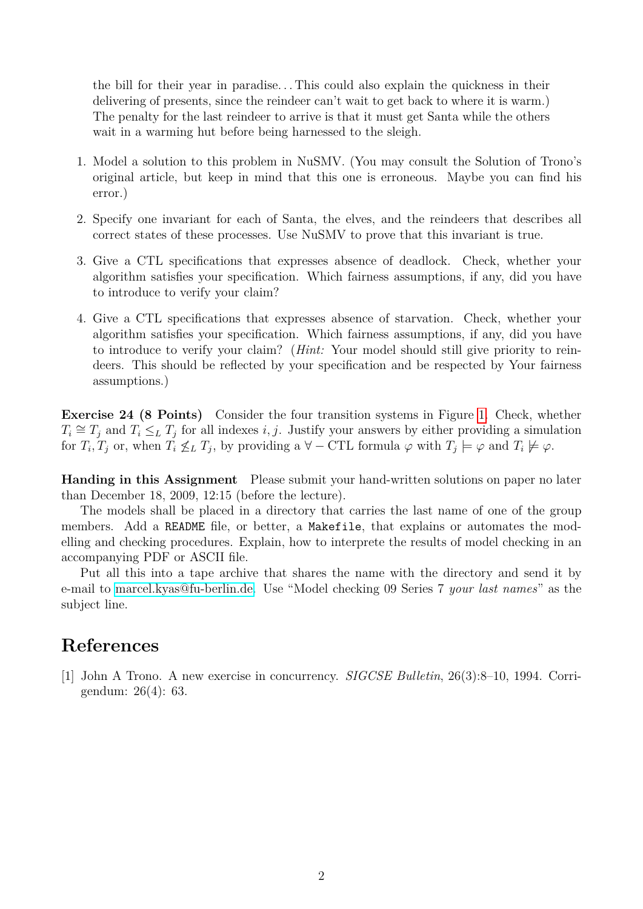the bill for their year in paradise... This could also explain the quickness in their delivering of presents, since the reindeer can't wait to get back to where it is warm.) The penalty for the last reindeer to arrive is that it must get Santa while the others wait in a warming hut before being harnessed to the sleigh.

1. Model a solution to this problem in NuSMV. (You may consult the Solution of Trono's original article, but keep in mind that this one is erroneous. Maybe you can find his error.)
2. Specify one invariant for each of Santa, the elves, and the reindeers that describes all correct states of these processes. Use NuSMV to prove that this invariant is true.
3. Give a CTL specifications that expresses absence of deadlock. Check, whether your algorithm satisfies your specification. Which fairness assumptions, if any, did you have to introduce to verify your claim?
4. Give a CTL specifications that expresses absence of starvation. Check, whether your algorithm satisfies your specification. Which fairness assumptions, if any, did you have to introduce to verify your claim? (*Hint:* Your model should still give priority to reindeers. This should be reflected by your specification and be respected by Your fairness assumptions.)

**Exercise 24 (8 Points)** Consider the four transition systems in Figure 1. Check, whether $T_i \cong T_j$ and $T_i \leq_L T_j$ for all indexes $i, j$. Justify your answers by either providing a simulation for $T_i, T_j$ or, when $T_i \not\leq_L T_j$, by providing a $\forall-$CTL formula $\varphi$ with $T_j \models \varphi$ and $T_i \not\models \varphi$.

**Handing in this Assignment** Please submit your hand-written solutions on paper no later than December 18, 2009, 12:15 (before the lecture).

The models shall be placed in a directory that carries the last name of one of the group members. Add a `README` file, or better, a `Makefile`, that explains or automates the modelling and checking procedures. Explain, how to interprete the results of model checking in an accompanying PDF or ASCII file.

Put all this into a tape archive that shares the name with the directory and send it by e-mail to marcel.kyas@fu-berlin.de. Use "Model checking 09 Series 7 *your last names*" as the subject line.

## References

[1] John A Trono. A new exercise in concurrency. *SIGCSE Bulletin*, 26(3):8–10, 1994. Corrigendum: 26(4): 63.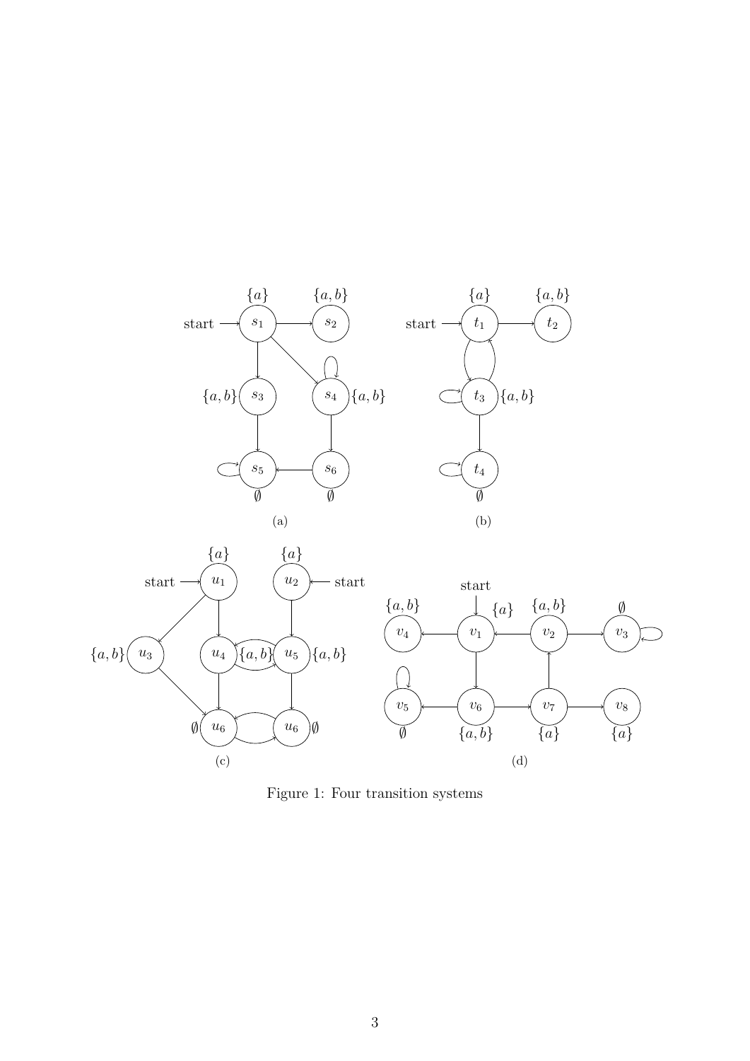Figure 1: Four transition systems